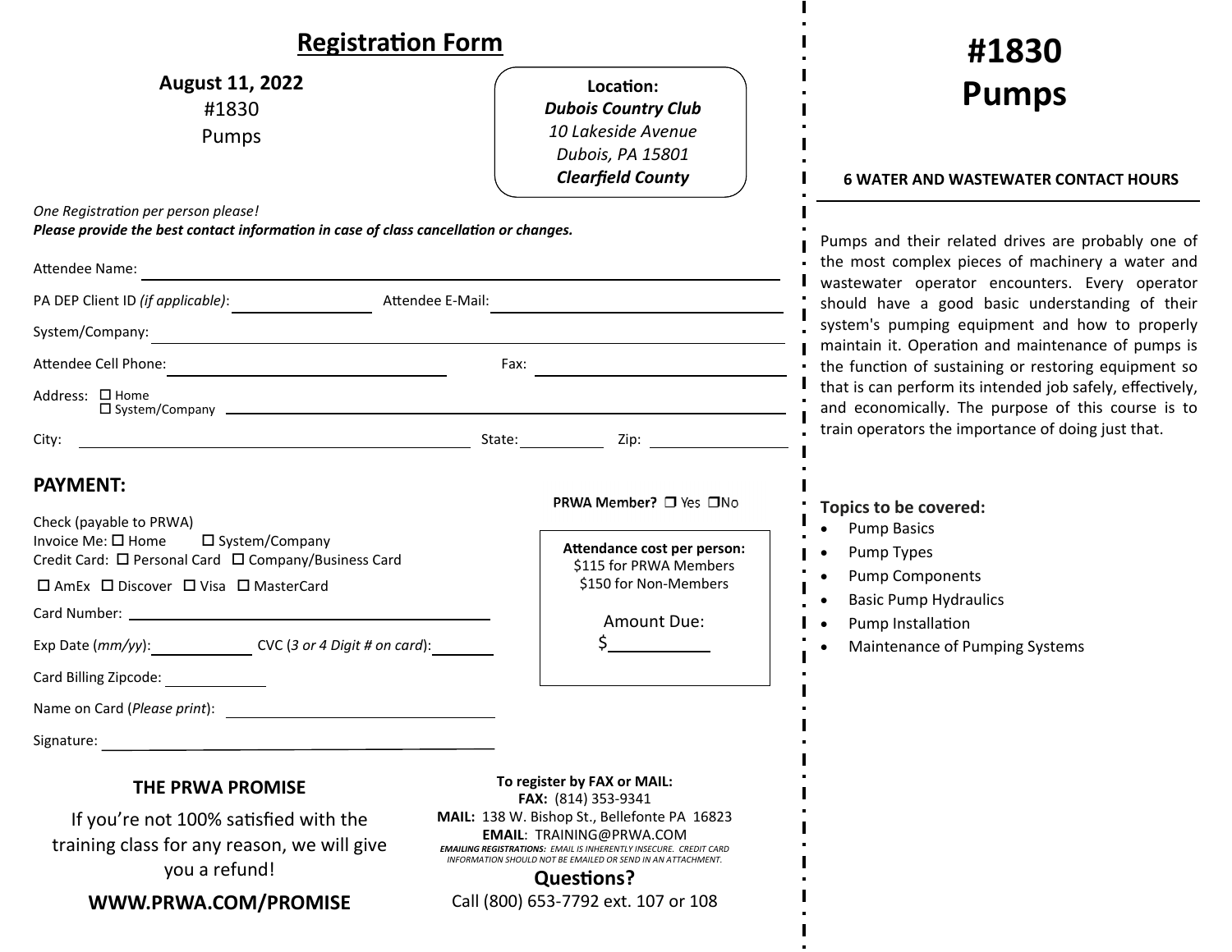## Registration Form

**August 11, 2022**
#1830
Pumps

**Location:**
***Dubois Country Club***
*10 Lakeside Avenue*
*Dubois, PA 15801*
***Clearfield County***

*One Registration per person please!*
***Please provide the best contact information in case of class cancellation or changes.***

Attendee Name: ______________________________

PA DEP Client ID *(if applicable)*: ____________ Attendee E-Mail: ______________________

System/Company: ______________________________

Attendee Cell Phone: ____________________ Fax: ____________________

Address: ☐ Home ☐ System/Company ______________________________

City: ____________________ State: ________ Zip: ________

### PAYMENT:

**PRWA Member?** ☐ Yes ☐ No

Check (payable to PRWA)
Invoice Me: ☐ Home ☐ System/Company
Credit Card: ☐ Personal Card ☐ Company/Business Card
☐ AmEx ☐ Discover ☐ Visa ☐ MasterCard

Card Number: ______________________________

Exp Date (*mm/yy*): ________ CVC (*3 or 4 Digit # on card*): ________

Card Billing Zipcode: ________

Name on Card (*Please print*): ______________________

Signature: ______________________

**Attendance cost per person:**
$115 for PRWA Members
$150 for Non-Members

Amount Due:
$________

### THE PRWA PROMISE

If you're not 100% satisfied with the training class for any reason, we will give you a refund!

**WWW.PRWA.COM/PROMISE**

**To register by FAX or MAIL:**
**FAX:** (814) 353-9341
**MAIL:** 138 W. Bishop St., Bellefonte PA 16823
**EMAIL**: TRAINING@PRWA.COM
***EMAILING REGISTRATIONS:*** *EMAIL IS INHERENTLY INSECURE. CREDIT CARD INFORMATION SHOULD NOT BE EMAILED OR SEND IN AN ATTACHMENT.*

**Questions?**
Call (800) 653-7792 ext. 107 or 108

# #1830 Pumps

**6 WATER AND WASTEWATER CONTACT HOURS**

Pumps and their related drives are probably one of the most complex pieces of machinery a water and wastewater operator encounters. Every operator should have a good basic understanding of their system's pumping equipment and how to properly maintain it. Operation and maintenance of pumps is the function of sustaining or restoring equipment so that is can perform its intended job safely, effectively, and economically. The purpose of this course is to train operators the importance of doing just that.

**Topics to be covered:**

- Pump Basics
- Pump Types
- Pump Components
- Basic Pump Hydraulics
- Pump Installation
- Maintenance of Pumping Systems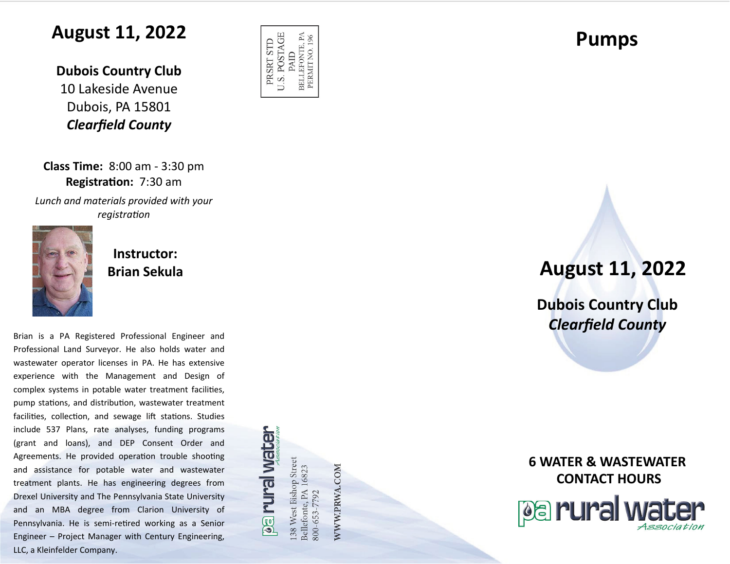# August 11, 2022

**Dubois Country Club**
10 Lakeside Avenue
Dubois, PA 15801
***Clearfield County***

**Class Time:** 8:00 am - 3:30 pm
**Registration:** 7:30 am

*Lunch and materials provided with your registration*

**Instructor:**
**Brian Sekula**

Brian is a PA Registered Professional Engineer and Professional Land Surveyor. He also holds water and wastewater operator licenses in PA. He has extensive experience with the Management and Design of complex systems in potable water treatment facilities, pump stations, and distribution, wastewater treatment facilities, collection, and sewage lift stations. Studies include 537 Plans, rate analyses, funding programs (grant and loans), and DEP Consent Order and Agreements. He provided operation trouble shooting and assistance for potable water and wastewater treatment plants. He has engineering degrees from Drexel University and The Pennsylvania State University and an MBA degree from Clarion University of Pennsylvania. He is semi-retired working as a Senior Engineer – Project Manager with Century Engineering, LLC, a Kleinfelder Company.

PRSRT STD
U.S. POSTAGE
PAID
BELLEFONTE, PA
PERMIT NO. 196

pa rural water Association
138 West Bishop Street
Bellefonte, PA 16823
800-653-7792

WWW.PRWA.COM

# Pumps

## August 11, 2022

**Dubois Country Club**
***Clearfield County***

**6 WATER & WASTEWATER CONTACT HOURS**

pa rural water Association